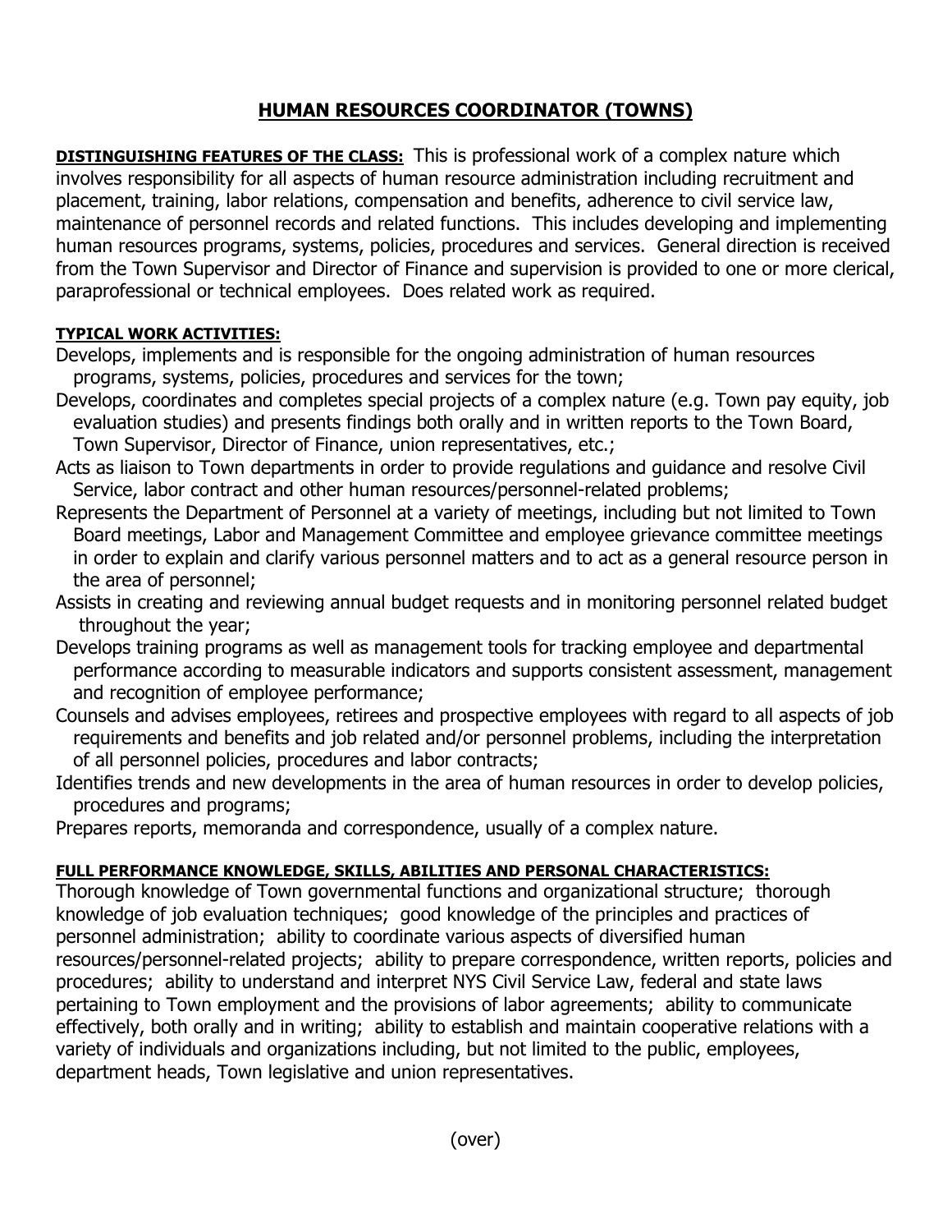# HUMAN RESOURCES COORDINATOR (TOWNS)

**DISTINGUISHING FEATURES OF THE CLASS:** This is professional work of a complex nature which involves responsibility for all aspects of human resource administration including recruitment and placement, training, labor relations, compensation and benefits, adherence to civil service law, maintenance of personnel records and related functions. This includes developing and implementing human resources programs, systems, policies, procedures and services. General direction is received from the Town Supervisor and Director of Finance and supervision is provided to one or more clerical, paraprofessional or technical employees. Does related work as required.

**TYPICAL WORK ACTIVITIES:**

Develops, implements and is responsible for the ongoing administration of human resources programs, systems, policies, procedures and services for the town;

Develops, coordinates and completes special projects of a complex nature (e.g. Town pay equity, job evaluation studies) and presents findings both orally and in written reports to the Town Board, Town Supervisor, Director of Finance, union representatives, etc.;

Acts as liaison to Town departments in order to provide regulations and guidance and resolve Civil Service, labor contract and other human resources/personnel-related problems;

Represents the Department of Personnel at a variety of meetings, including but not limited to Town Board meetings, Labor and Management Committee and employee grievance committee meetings in order to explain and clarify various personnel matters and to act as a general resource person in the area of personnel;

Assists in creating and reviewing annual budget requests and in monitoring personnel related budget throughout the year;

Develops training programs as well as management tools for tracking employee and departmental performance according to measurable indicators and supports consistent assessment, management and recognition of employee performance;

Counsels and advises employees, retirees and prospective employees with regard to all aspects of job requirements and benefits and job related and/or personnel problems, including the interpretation of all personnel policies, procedures and labor contracts;

Identifies trends and new developments in the area of human resources in order to develop policies, procedures and programs;

Prepares reports, memoranda and correspondence, usually of a complex nature.

**FULL PERFORMANCE KNOWLEDGE, SKILLS, ABILITIES AND PERSONAL CHARACTERISTICS:**

Thorough knowledge of Town governmental functions and organizational structure; thorough knowledge of job evaluation techniques; good knowledge of the principles and practices of personnel administration; ability to coordinate various aspects of diversified human resources/personnel-related projects; ability to prepare correspondence, written reports, policies and procedures; ability to understand and interpret NYS Civil Service Law, federal and state laws pertaining to Town employment and the provisions of labor agreements; ability to communicate effectively, both orally and in writing; ability to establish and maintain cooperative relations with a variety of individuals and organizations including, but not limited to the public, employees, department heads, Town legislative and union representatives.

(over)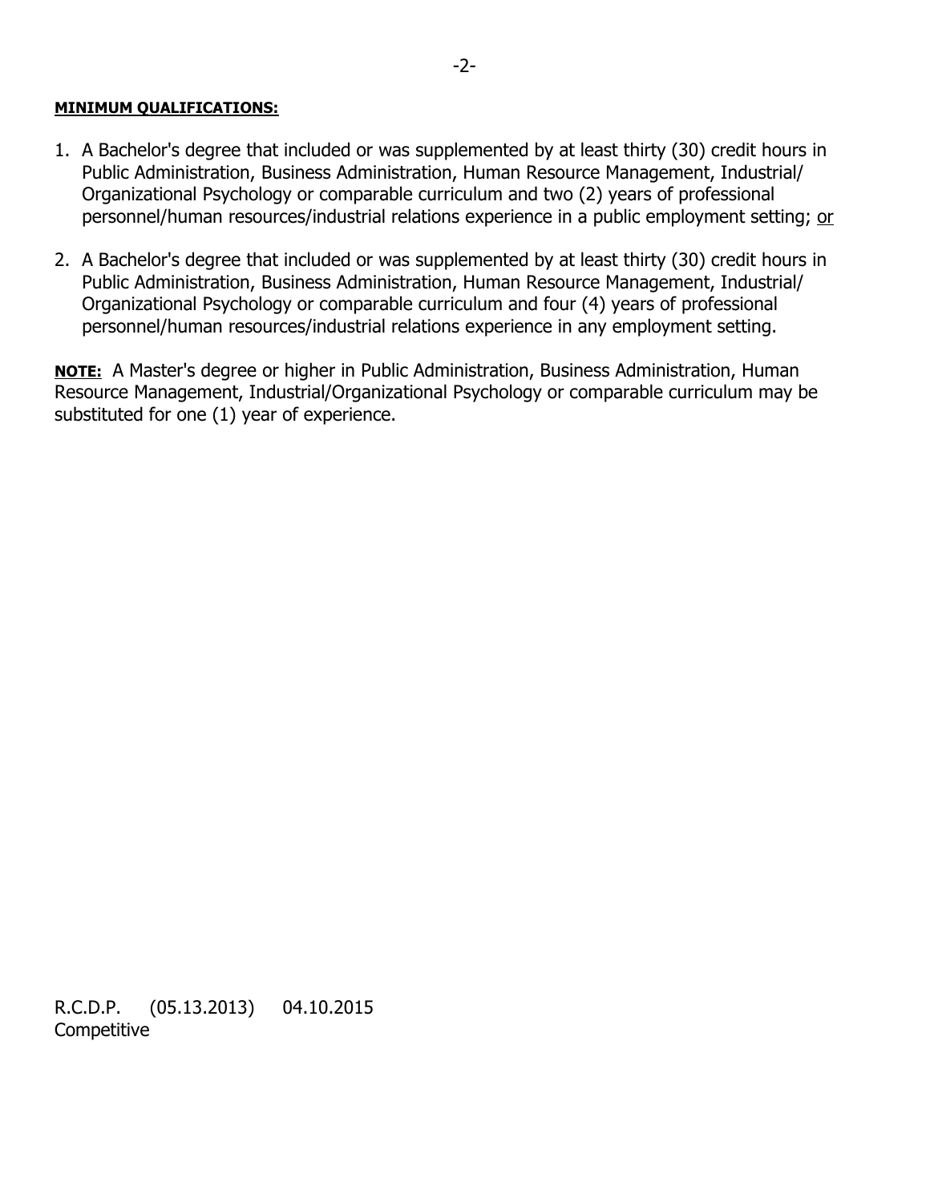**MINIMUM QUALIFICATIONS:**

1. A Bachelor's degree that included or was supplemented by at least thirty (30) credit hours in Public Administration, Business Administration, Human Resource Management, Industrial/ Organizational Psychology or comparable curriculum and two (2) years of professional personnel/human resources/industrial relations experience in a public employment setting; or

2. A Bachelor's degree that included or was supplemented by at least thirty (30) credit hours in Public Administration, Business Administration, Human Resource Management, Industrial/ Organizational Psychology or comparable curriculum and four (4) years of professional personnel/human resources/industrial relations experience in any employment setting.

**NOTE:** A Master's degree or higher in Public Administration, Business Administration, Human Resource Management, Industrial/Organizational Psychology or comparable curriculum may be substituted for one (1) year of experience.

R.C.D.P. (05.13.2013) 04.10.2015
Competitive